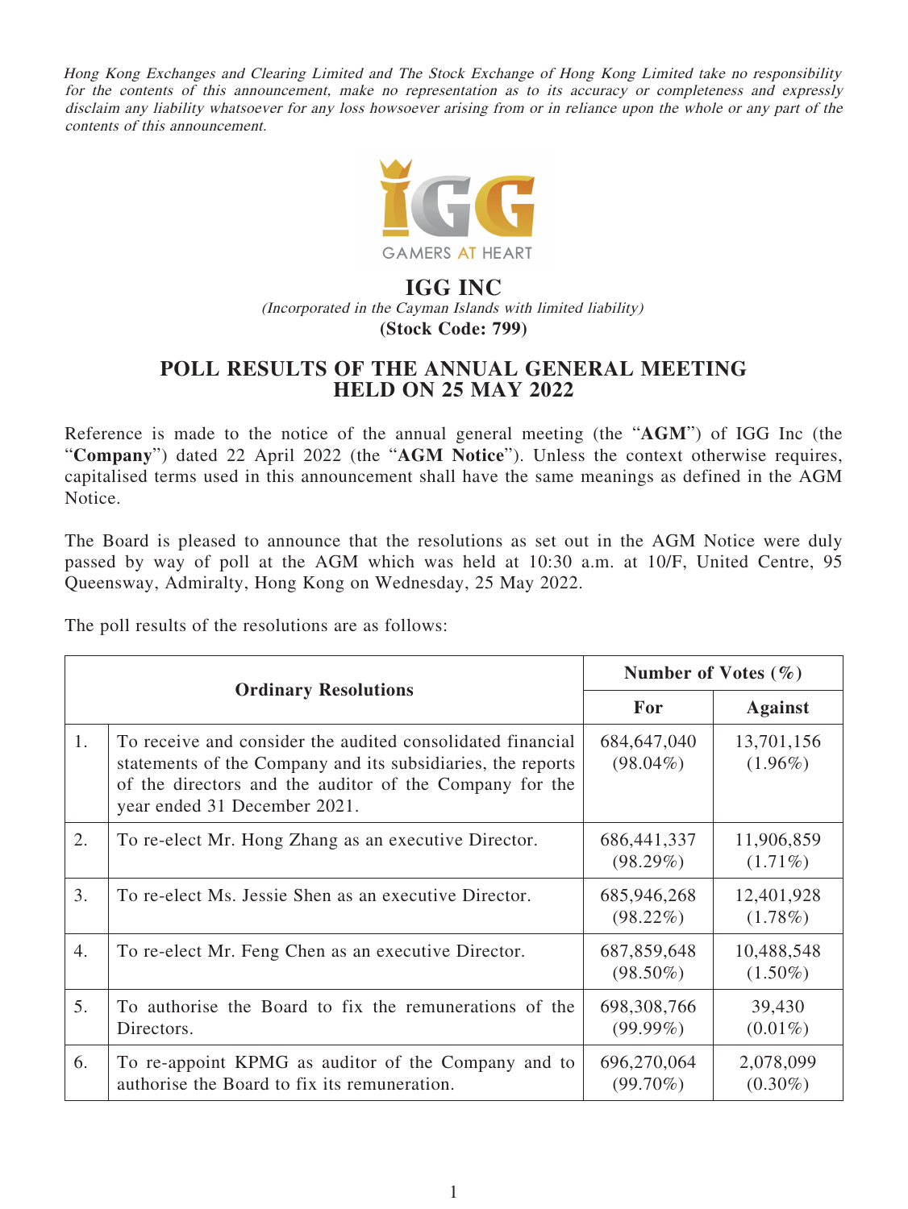*Hong Kong Exchanges and Clearing Limited and The Stock Exchange of Hong Kong Limited take no responsibility for the contents of this announcement, make no representation as to its accuracy or completeness and expressly disclaim any liability whatsoever for any loss howsoever arising from or in reliance upon the whole or any part of the contents of this announcement.*

# IGG INC

*(Incorporated in the Cayman Islands with limited liability)*

**(Stock Code: 799)**

## POLL RESULTS OF THE ANNUAL GENERAL MEETING HELD ON 25 MAY 2022

Reference is made to the notice of the annual general meeting (the "**AGM**") of IGG Inc (the "**Company**") dated 22 April 2022 (the "**AGM Notice**"). Unless the context otherwise requires, capitalised terms used in this announcement shall have the same meanings as defined in the AGM Notice.

The Board is pleased to announce that the resolutions as set out in the AGM Notice were duly passed by way of poll at the AGM which was held at 10:30 a.m. at 10/F, United Centre, 95 Queensway, Admiralty, Hong Kong on Wednesday, 25 May 2022.

The poll results of the resolutions are as follows:

| **Ordinary Resolutions** | | **Number of Votes (%)** | |
|---|---|---|---|
| | | **For** | **Against** |
| 1. | To receive and consider the audited consolidated financial statements of the Company and its subsidiaries, the reports of the directors and the auditor of the Company for the year ended 31 December 2021. | 684,647,040 (98.04%) | 13,701,156 (1.96%) |
| 2. | To re-elect Mr. Hong Zhang as an executive Director. | 686,441,337 (98.29%) | 11,906,859 (1.71%) |
| 3. | To re-elect Ms. Jessie Shen as an executive Director. | 685,946,268 (98.22%) | 12,401,928 (1.78%) |
| 4. | To re-elect Mr. Feng Chen as an executive Director. | 687,859,648 (98.50%) | 10,488,548 (1.50%) |
| 5. | To authorise the Board to fix the remunerations of the Directors. | 698,308,766 (99.99%) | 39,430 (0.01%) |
| 6. | To re-appoint KPMG as auditor of the Company and to authorise the Board to fix its remuneration. | 696,270,064 (99.70%) | 2,078,099 (0.30%) |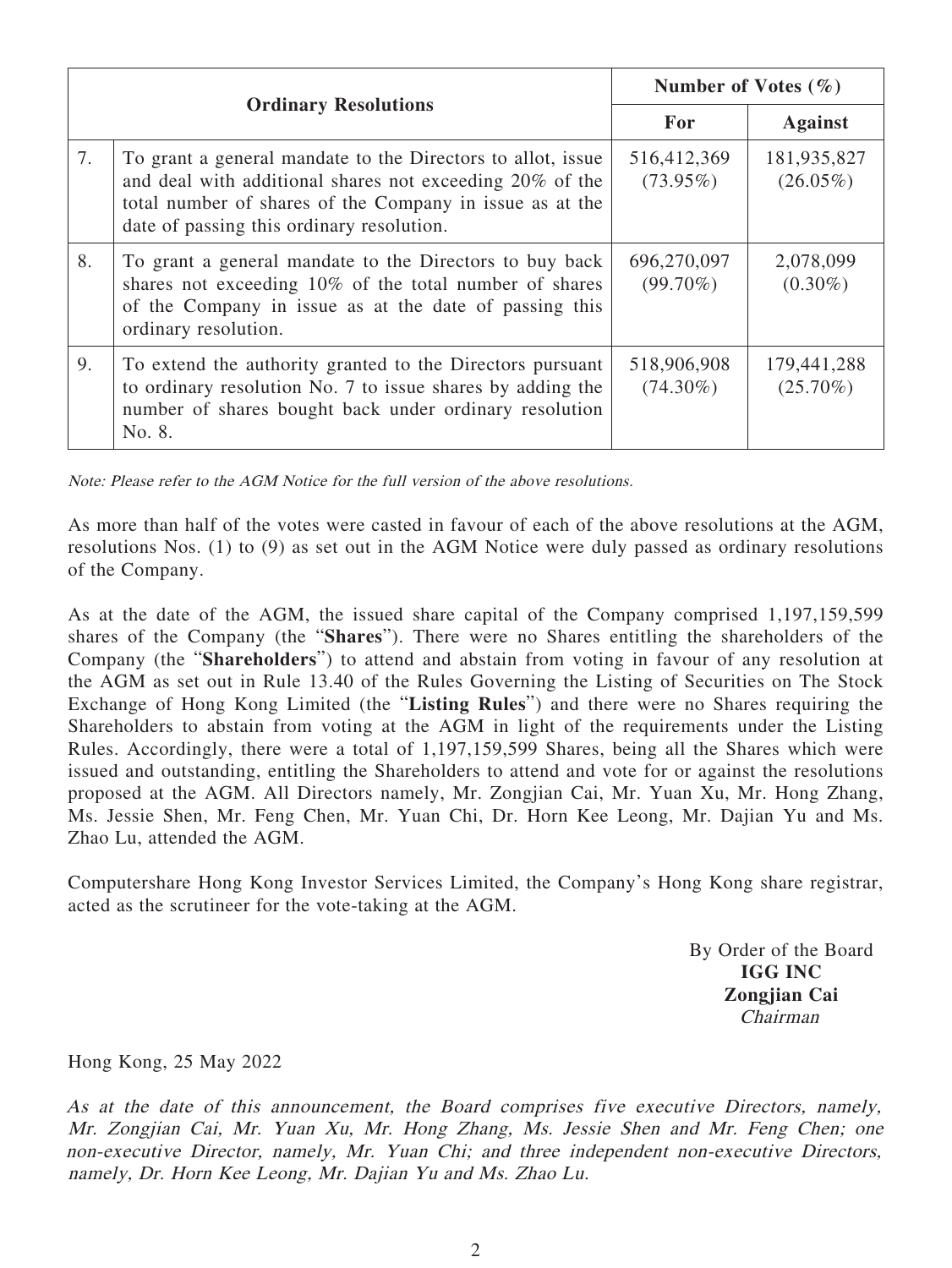| Ordinary Resolutions | | Number of Votes (%) | |
|---|---|---|---|
| | | For | Against |
| 7. | To grant a general mandate to the Directors to allot, issue and deal with additional shares not exceeding 20% of the total number of shares of the Company in issue as at the date of passing this ordinary resolution. | 516,412,369 (73.95%) | 181,935,827 (26.05%) |
| 8. | To grant a general mandate to the Directors to buy back shares not exceeding 10% of the total number of shares of the Company in issue as at the date of passing this ordinary resolution. | 696,270,097 (99.70%) | 2,078,099 (0.30%) |
| 9. | To extend the authority granted to the Directors pursuant to ordinary resolution No. 7 to issue shares by adding the number of shares bought back under ordinary resolution No. 8. | 518,906,908 (74.30%) | 179,441,288 (25.70%) |

*Note: Please refer to the AGM Notice for the full version of the above resolutions.*

As more than half of the votes were casted in favour of each of the above resolutions at the AGM, resolutions Nos. (1) to (9) as set out in the AGM Notice were duly passed as ordinary resolutions of the Company.

As at the date of the AGM, the issued share capital of the Company comprised 1,197,159,599 shares of the Company (the "**Shares**"). There were no Shares entitling the shareholders of the Company (the "**Shareholders**") to attend and abstain from voting in favour of any resolution at the AGM as set out in Rule 13.40 of the Rules Governing the Listing of Securities on The Stock Exchange of Hong Kong Limited (the "**Listing Rules**") and there were no Shares requiring the Shareholders to abstain from voting at the AGM in light of the requirements under the Listing Rules. Accordingly, there were a total of 1,197,159,599 Shares, being all the Shares which were issued and outstanding, entitling the Shareholders to attend and vote for or against the resolutions proposed at the AGM. All Directors namely, Mr. Zongjian Cai, Mr. Yuan Xu, Mr. Hong Zhang, Ms. Jessie Shen, Mr. Feng Chen, Mr. Yuan Chi, Dr. Horn Kee Leong, Mr. Dajian Yu and Ms. Zhao Lu, attended the AGM.

Computershare Hong Kong Investor Services Limited, the Company's Hong Kong share registrar, acted as the scrutineer for the vote-taking at the AGM.

By Order of the Board
**IGG INC**
**Zongjian Cai**
*Chairman*

Hong Kong, 25 May 2022

*As at the date of this announcement, the Board comprises five executive Directors, namely, Mr. Zongjian Cai, Mr. Yuan Xu, Mr. Hong Zhang, Ms. Jessie Shen and Mr. Feng Chen; one non-executive Director, namely, Mr. Yuan Chi; and three independent non-executive Directors, namely, Dr. Horn Kee Leong, Mr. Dajian Yu and Ms. Zhao Lu.*